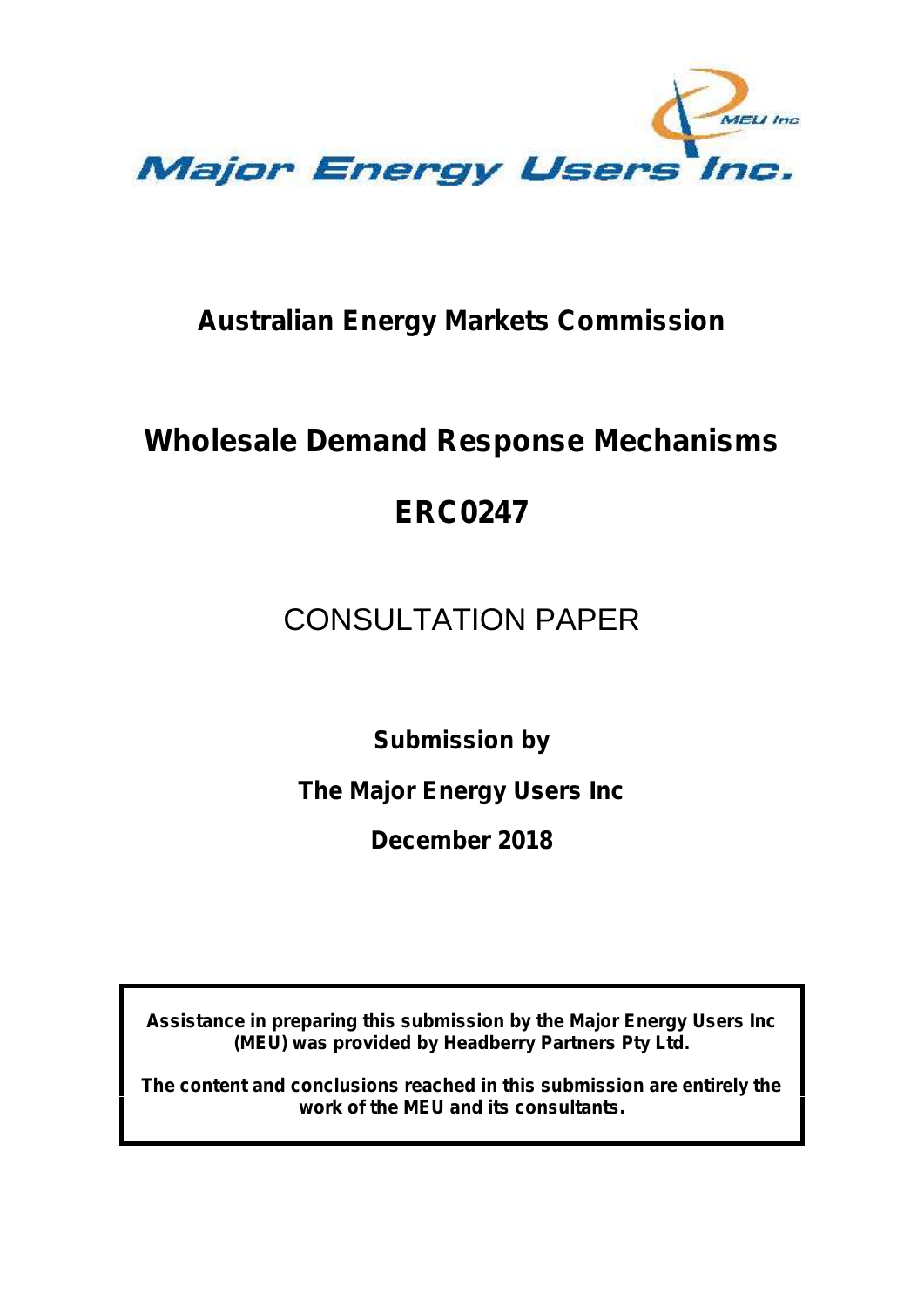Major Energy Users Inc.

# Australian Energy Markets Commission

# Wholesale Demand Response Mechanisms

# ERC0247

## CONSULTATION PAPER

**Submission by**

**The Major Energy Users Inc**

**December 2018**

**Assistance in preparing this submission by the Major Energy Users Inc (MEU) was provided by Headberry Partners Pty Ltd.**

**The content and conclusions reached in this submission are entirely the work of the MEU and its consultants.**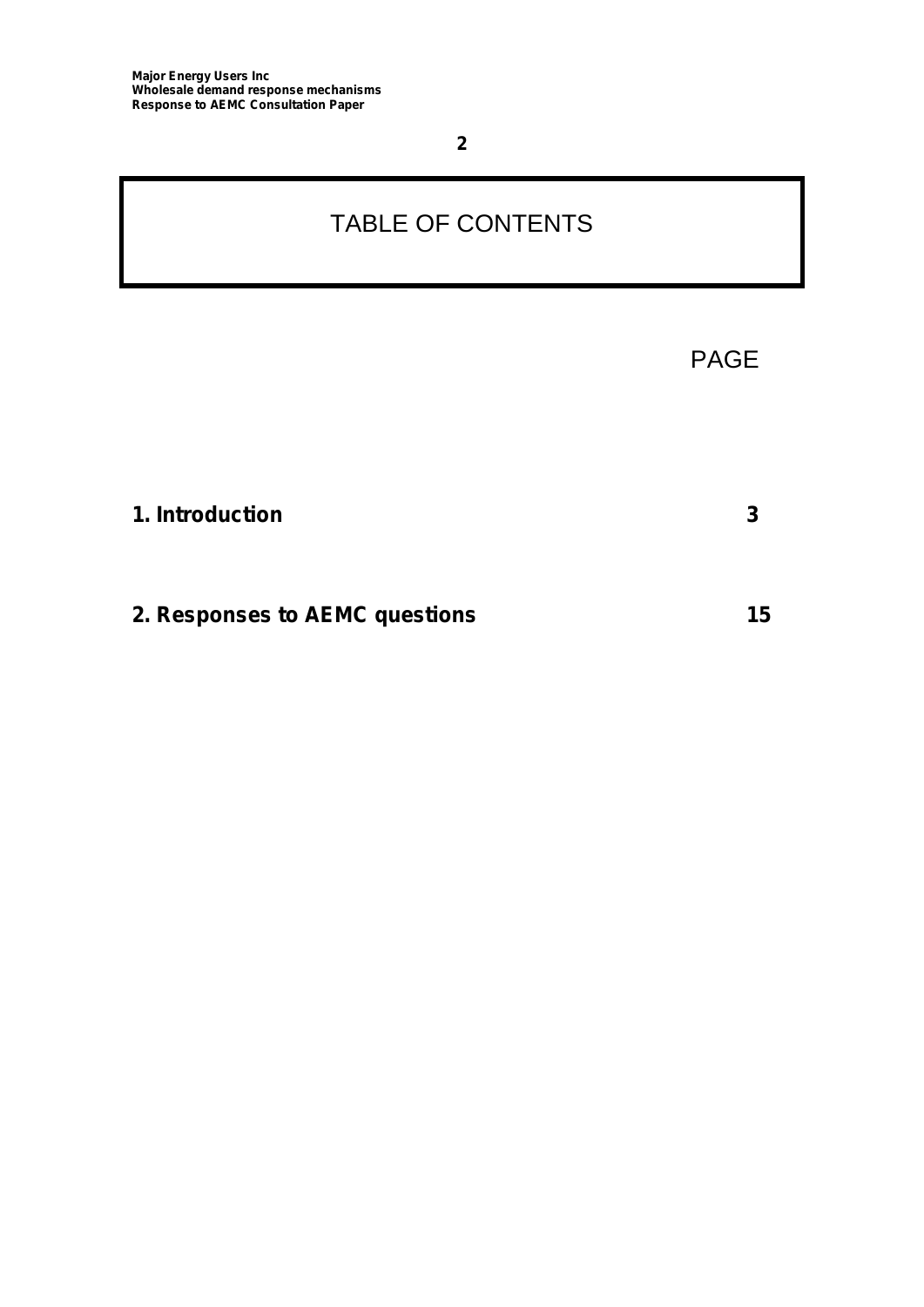# TABLE OF CONTENTS

| | PAGE |
|---|---|
| **1. Introduction** | **3** |
| **2. Responses to AEMC questions** | **15** |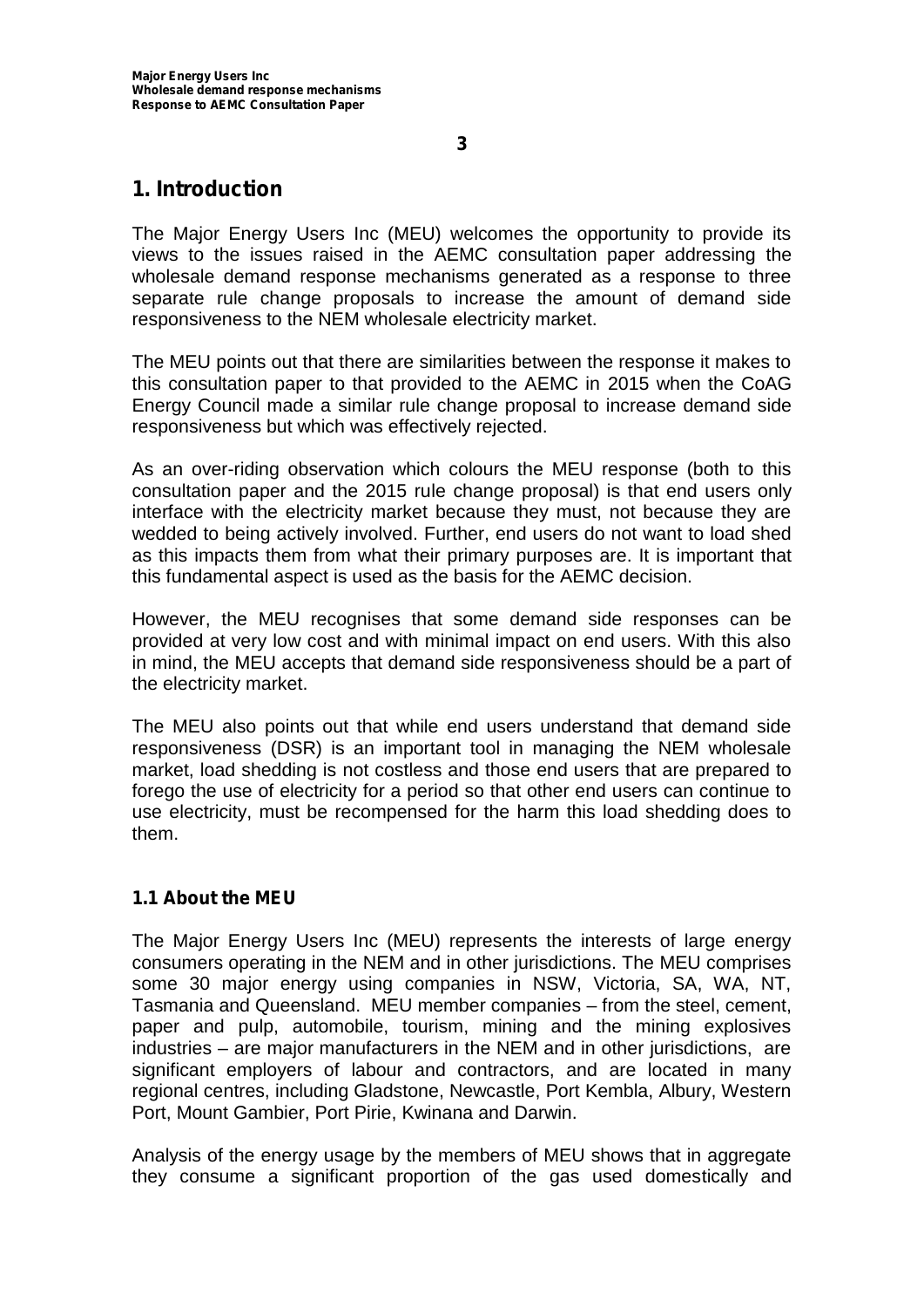# 1. Introduction

The Major Energy Users Inc (MEU) welcomes the opportunity to provide its views to the issues raised in the AEMC consultation paper addressing the wholesale demand response mechanisms generated as a response to three separate rule change proposals to increase the amount of demand side responsiveness to the NEM wholesale electricity market.

The MEU points out that there are similarities between the response it makes to this consultation paper to that provided to the AEMC in 2015 when the CoAG Energy Council made a similar rule change proposal to increase demand side responsiveness but which was effectively rejected.

As an over-riding observation which colours the MEU response (both to this consultation paper and the 2015 rule change proposal) is that end users only interface with the electricity market because they must, not because they are wedded to being actively involved. Further, end users do not want to load shed as this impacts them from what their primary purposes are. It is important that this fundamental aspect is used as the basis for the AEMC decision.

However, the MEU recognises that some demand side responses can be provided at very low cost and with minimal impact on end users. With this also in mind, the MEU accepts that demand side responsiveness should be a part of the electricity market.

The MEU also points out that while end users understand that demand side responsiveness (DSR) is an important tool in managing the NEM wholesale market, load shedding is not costless and those end users that are prepared to forego the use of electricity for a period so that other end users can continue to use electricity, must be recompensed for the harm this load shedding does to them.

## 1.1 About the MEU

The Major Energy Users Inc (MEU) represents the interests of large energy consumers operating in the NEM and in other jurisdictions. The MEU comprises some 30 major energy using companies in NSW, Victoria, SA, WA, NT, Tasmania and Queensland. MEU member companies – from the steel, cement, paper and pulp, automobile, tourism, mining and the mining explosives industries – are major manufacturers in the NEM and in other jurisdictions, are significant employers of labour and contractors, and are located in many regional centres, including Gladstone, Newcastle, Port Kembla, Albury, Western Port, Mount Gambier, Port Pirie, Kwinana and Darwin.

Analysis of the energy usage by the members of MEU shows that in aggregate they consume a significant proportion of the gas used domestically and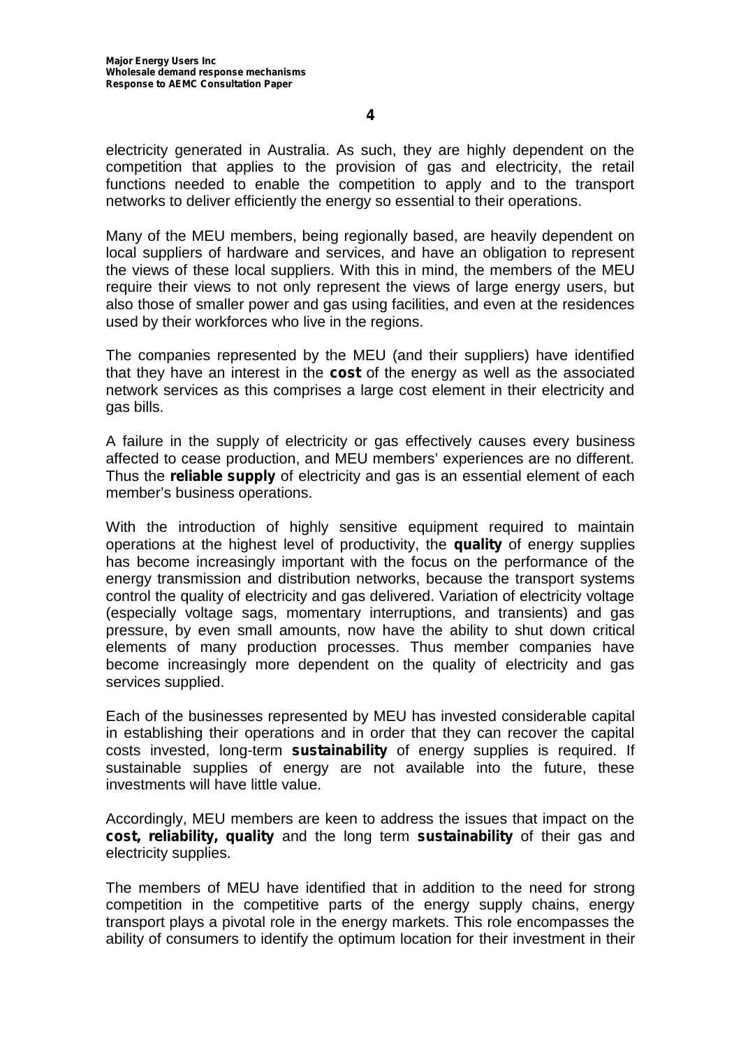electricity generated in Australia. As such, they are highly dependent on the competition that applies to the provision of gas and electricity, the retail functions needed to enable the competition to apply and to the transport networks to deliver efficiently the energy so essential to their operations.

Many of the MEU members, being regionally based, are heavily dependent on local suppliers of hardware and services, and have an obligation to represent the views of these local suppliers. With this in mind, the members of the MEU require their views to not only represent the views of large energy users, but also those of smaller power and gas using facilities, and even at the residences used by their workforces who live in the regions.

The companies represented by the MEU (and their suppliers) have identified that they have an interest in the **cost** of the energy as well as the associated network services as this comprises a large cost element in their electricity and gas bills.

A failure in the supply of electricity or gas effectively causes every business affected to cease production, and MEU members' experiences are no different. Thus the **reliable supply** of electricity and gas is an essential element of each member's business operations.

With the introduction of highly sensitive equipment required to maintain operations at the highest level of productivity, the **quality** of energy supplies has become increasingly important with the focus on the performance of the energy transmission and distribution networks, because the transport systems control the quality of electricity and gas delivered. Variation of electricity voltage (especially voltage sags, momentary interruptions, and transients) and gas pressure, by even small amounts, now have the ability to shut down critical elements of many production processes. Thus member companies have become increasingly more dependent on the quality of electricity and gas services supplied.

Each of the businesses represented by MEU has invested considerable capital in establishing their operations and in order that they can recover the capital costs invested, long-term **sustainability** of energy supplies is required. If sustainable supplies of energy are not available into the future, these investments will have little value.

Accordingly, MEU members are keen to address the issues that impact on the **cost, reliability, quality** and the long term **sustainability** of their gas and electricity supplies.

The members of MEU have identified that in addition to the need for strong competition in the competitive parts of the energy supply chains, energy transport plays a pivotal role in the energy markets. This role encompasses the ability of consumers to identify the optimum location for their investment in their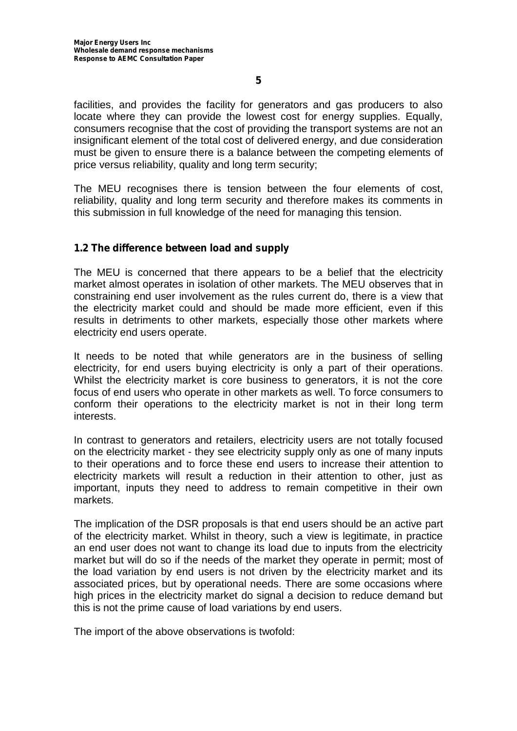facilities, and provides the facility for generators and gas producers to also locate where they can provide the lowest cost for energy supplies. Equally, consumers recognise that the cost of providing the transport systems are not an insignificant element of the total cost of delivered energy, and due consideration must be given to ensure there is a balance between the competing elements of price versus reliability, quality and long term security;

The MEU recognises there is tension between the four elements of cost, reliability, quality and long term security and therefore makes its comments in this submission in full knowledge of the need for managing this tension.

## 1.2 The difference between load and supply

The MEU is concerned that there appears to be a belief that the electricity market almost operates in isolation of other markets. The MEU observes that in constraining end user involvement as the rules current do, there is a view that the electricity market could and should be made more efficient, even if this results in detriments to other markets, especially those other markets where electricity end users operate.

It needs to be noted that while generators are in the business of selling electricity, for end users buying electricity is only a part of their operations. Whilst the electricity market is core business to generators, it is not the core focus of end users who operate in other markets as well. To force consumers to conform their operations to the electricity market is not in their long term interests.

In contrast to generators and retailers, electricity users are not totally focused on the electricity market - they see electricity supply only as one of many inputs to their operations and to force these end users to increase their attention to electricity markets will result a reduction in their attention to other, just as important, inputs they need to address to remain competitive in their own markets.

The implication of the DSR proposals is that end users should be an active part of the electricity market. Whilst in theory, such a view is legitimate, in practice an end user does not want to change its load due to inputs from the electricity market but will do so if the needs of the market they operate in permit; most of the load variation by end users is not driven by the electricity market and its associated prices, but by operational needs. There are some occasions where high prices in the electricity market do signal a decision to reduce demand but this is not the prime cause of load variations by end users.

The import of the above observations is twofold: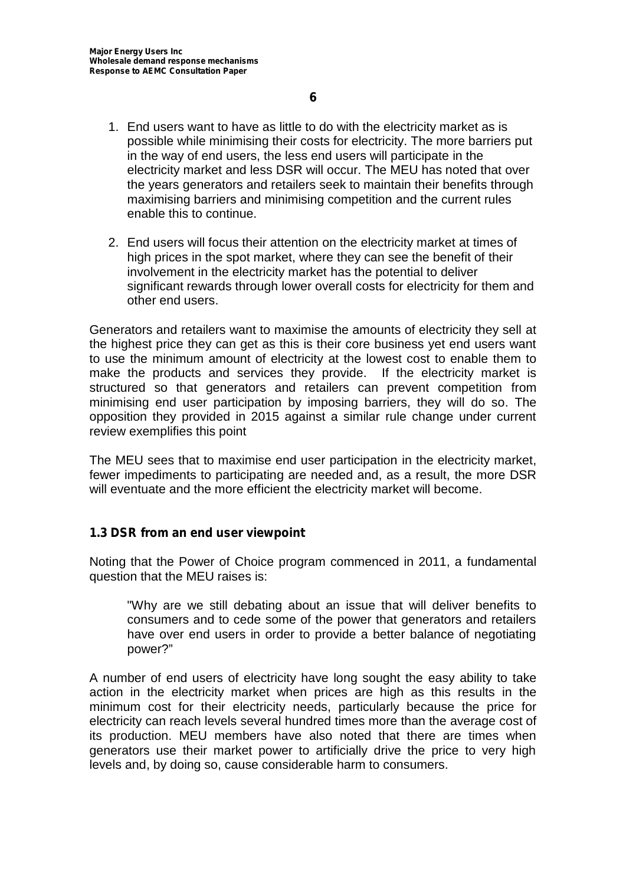1. End users want to have as little to do with the electricity market as is possible while minimising their costs for electricity. The more barriers put in the way of end users, the less end users will participate in the electricity market and less DSR will occur. The MEU has noted that over the years generators and retailers seek to maintain their benefits through maximising barriers and minimising competition and the current rules enable this to continue.

2. End users will focus their attention on the electricity market at times of high prices in the spot market, where they can see the benefit of their involvement in the electricity market has the potential to deliver significant rewards through lower overall costs for electricity for them and other end users.

Generators and retailers want to maximise the amounts of electricity they sell at the highest price they can get as this is their core business yet end users want to use the minimum amount of electricity at the lowest cost to enable them to make the products and services they provide. If the electricity market is structured so that generators and retailers can prevent competition from minimising end user participation by imposing barriers, they will do so. The opposition they provided in 2015 against a similar rule change under current review exemplifies this point

The MEU sees that to maximise end user participation in the electricity market, fewer impediments to participating are needed and, as a result, the more DSR will eventuate and the more efficient the electricity market will become.

### 1.3 DSR from an end user viewpoint

Noting that the Power of Choice program commenced in 2011, a fundamental question that the MEU raises is:

> "Why are we still debating about an issue that will deliver benefits to consumers and to cede some of the power that generators and retailers have over end users in order to provide a better balance of negotiating power?"

A number of end users of electricity have long sought the easy ability to take action in the electricity market when prices are high as this results in the minimum cost for their electricity needs, particularly because the price for electricity can reach levels several hundred times more than the average cost of its production. MEU members have also noted that there are times when generators use their market power to artificially drive the price to very high levels and, by doing so, cause considerable harm to consumers.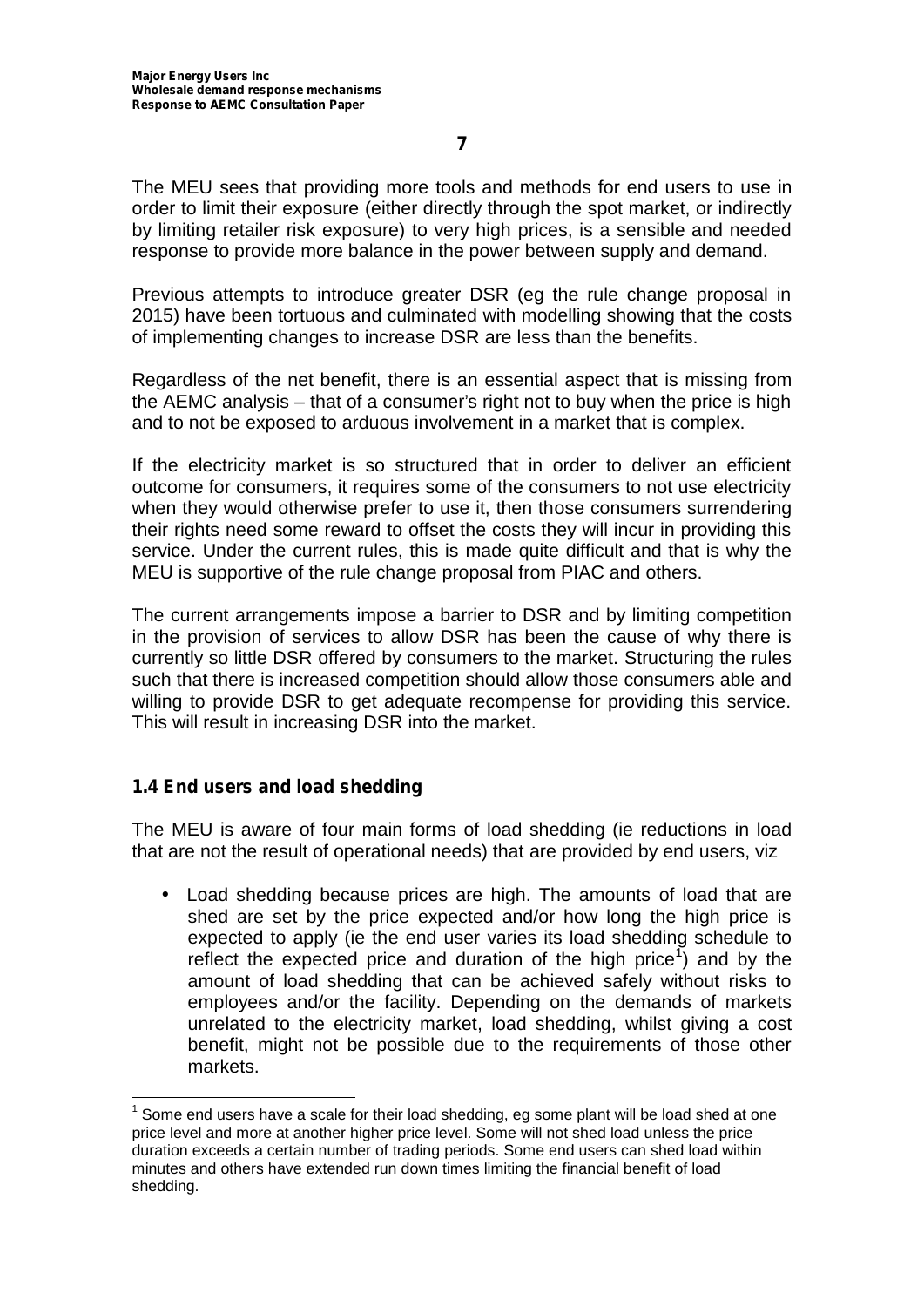The MEU sees that providing more tools and methods for end users to use in order to limit their exposure (either directly through the spot market, or indirectly by limiting retailer risk exposure) to very high prices, is a sensible and needed response to provide more balance in the power between supply and demand.

Previous attempts to introduce greater DSR (eg the rule change proposal in 2015) have been tortuous and culminated with modelling showing that the costs of implementing changes to increase DSR are less than the benefits.

Regardless of the net benefit, there is an essential aspect that is missing from the AEMC analysis – that of a consumer's right not to buy when the price is high and to not be exposed to arduous involvement in a market that is complex.

If the electricity market is so structured that in order to deliver an efficient outcome for consumers, it requires some of the consumers to not use electricity when they would otherwise prefer to use it, then those consumers surrendering their rights need some reward to offset the costs they will incur in providing this service. Under the current rules, this is made quite difficult and that is why the MEU is supportive of the rule change proposal from PIAC and others.

The current arrangements impose a barrier to DSR and by limiting competition in the provision of services to allow DSR has been the cause of why there is currently so little DSR offered by consumers to the market. Structuring the rules such that there is increased competition should allow those consumers able and willing to provide DSR to get adequate recompense for providing this service. This will result in increasing DSR into the market.

## 1.4 End users and load shedding

The MEU is aware of four main forms of load shedding (ie reductions in load that are not the result of operational needs) that are provided by end users, viz

- Load shedding because prices are high. The amounts of load that are shed are set by the price expected and/or how long the high price is expected to apply (ie the end user varies its load shedding schedule to reflect the expected price and duration of the high price[1]) and by the amount of load shedding that can be achieved safely without risks to employees and/or the facility. Depending on the demands of markets unrelated to the electricity market, load shedding, whilst giving a cost benefit, might not be possible due to the requirements of those other markets.

[1] Some end users have a scale for their load shedding, eg some plant will be load shed at one price level and more at another higher price level. Some will not shed load unless the price duration exceeds a certain number of trading periods. Some end users can shed load within minutes and others have extended run down times limiting the financial benefit of load shedding.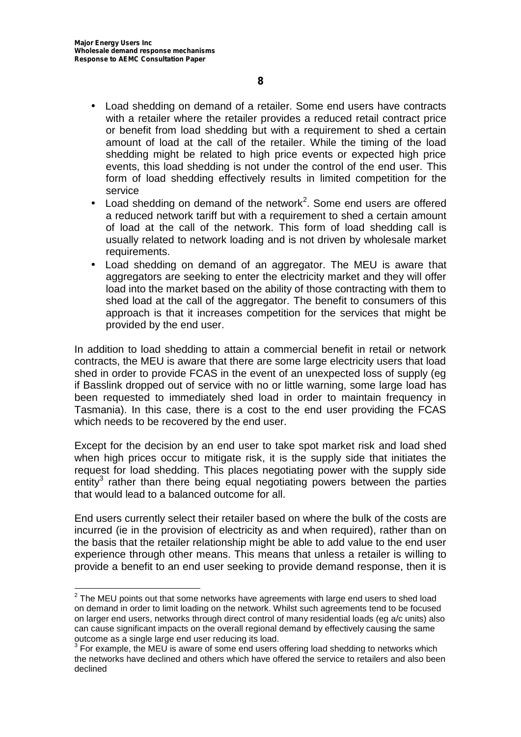- Load shedding on demand of a retailer. Some end users have contracts with a retailer where the retailer provides a reduced retail contract price or benefit from load shedding but with a requirement to shed a certain amount of load at the call of the retailer. While the timing of the load shedding might be related to high price events or expected high price events, this load shedding is not under the control of the end user. This form of load shedding effectively results in limited competition for the service
- Load shedding on demand of the network[2]. Some end users are offered a reduced network tariff but with a requirement to shed a certain amount of load at the call of the network. This form of load shedding call is usually related to network loading and is not driven by wholesale market requirements.
- Load shedding on demand of an aggregator. The MEU is aware that aggregators are seeking to enter the electricity market and they will offer load into the market based on the ability of those contracting with them to shed load at the call of the aggregator. The benefit to consumers of this approach is that it increases competition for the services that might be provided by the end user.

In addition to load shedding to attain a commercial benefit in retail or network contracts, the MEU is aware that there are some large electricity users that load shed in order to provide FCAS in the event of an unexpected loss of supply (eg if Basslink dropped out of service with no or little warning, some large load has been requested to immediately shed load in order to maintain frequency in Tasmania). In this case, there is a cost to the end user providing the FCAS which needs to be recovered by the end user.

Except for the decision by an end user to take spot market risk and load shed when high prices occur to mitigate risk, it is the supply side that initiates the request for load shedding. This places negotiating power with the supply side entity[3] rather than there being equal negotiating powers between the parties that would lead to a balanced outcome for all.

End users currently select their retailer based on where the bulk of the costs are incurred (ie in the provision of electricity as and when required), rather than on the basis that the retailer relationship might be able to add value to the end user experience through other means. This means that unless a retailer is willing to provide a benefit to an end user seeking to provide demand response, then it is

[2] The MEU points out that some networks have agreements with large end users to shed load on demand in order to limit loading on the network. Whilst such agreements tend to be focused on larger end users, networks through direct control of many residential loads (eg a/c units) also can cause significant impacts on the overall regional demand by effectively causing the same outcome as a single large end user reducing its load.

[3] For example, the MEU is aware of some end users offering load shedding to networks which the networks have declined and others which have offered the service to retailers and also been declined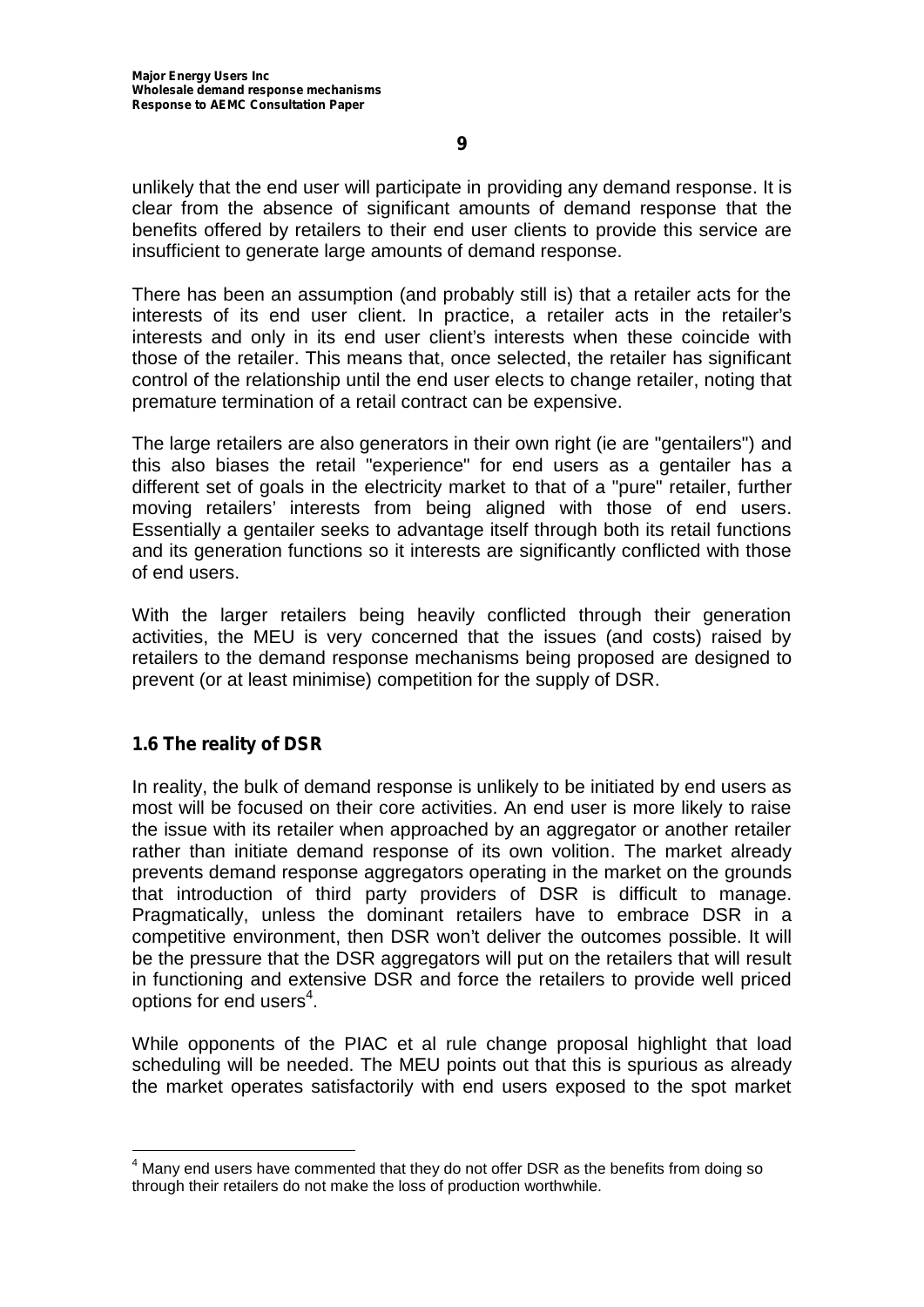unlikely that the end user will participate in providing any demand response. It is clear from the absence of significant amounts of demand response that the benefits offered by retailers to their end user clients to provide this service are insufficient to generate large amounts of demand response.

There has been an assumption (and probably still is) that a retailer acts for the interests of its end user client. In practice, a retailer acts in the retailer's interests and only in its end user client's interests when these coincide with those of the retailer. This means that, once selected, the retailer has significant control of the relationship until the end user elects to change retailer, noting that premature termination of a retail contract can be expensive.

The large retailers are also generators in their own right (ie are "gentailers") and this also biases the retail "experience" for end users as a gentailer has a different set of goals in the electricity market to that of a "pure" retailer, further moving retailers' interests from being aligned with those of end users. Essentially a gentailer seeks to advantage itself through both its retail functions and its generation functions so it interests are significantly conflicted with those of end users.

With the larger retailers being heavily conflicted through their generation activities, the MEU is very concerned that the issues (and costs) raised by retailers to the demand response mechanisms being proposed are designed to prevent (or at least minimise) competition for the supply of DSR.

## 1.6 The reality of DSR

In reality, the bulk of demand response is unlikely to be initiated by end users as most will be focused on their core activities. An end user is more likely to raise the issue with its retailer when approached by an aggregator or another retailer rather than initiate demand response of its own volition. The market already prevents demand response aggregators operating in the market on the grounds that introduction of third party providers of DSR is difficult to manage. Pragmatically, unless the dominant retailers have to embrace DSR in a competitive environment, then DSR won't deliver the outcomes possible. It will be the pressure that the DSR aggregators will put on the retailers that will result in functioning and extensive DSR and force the retailers to provide well priced options for end users[4].

While opponents of the PIAC et al rule change proposal highlight that load scheduling will be needed. The MEU points out that this is spurious as already the market operates satisfactorily with end users exposed to the spot market

[4] Many end users have commented that they do not offer DSR as the benefits from doing so through their retailers do not make the loss of production worthwhile.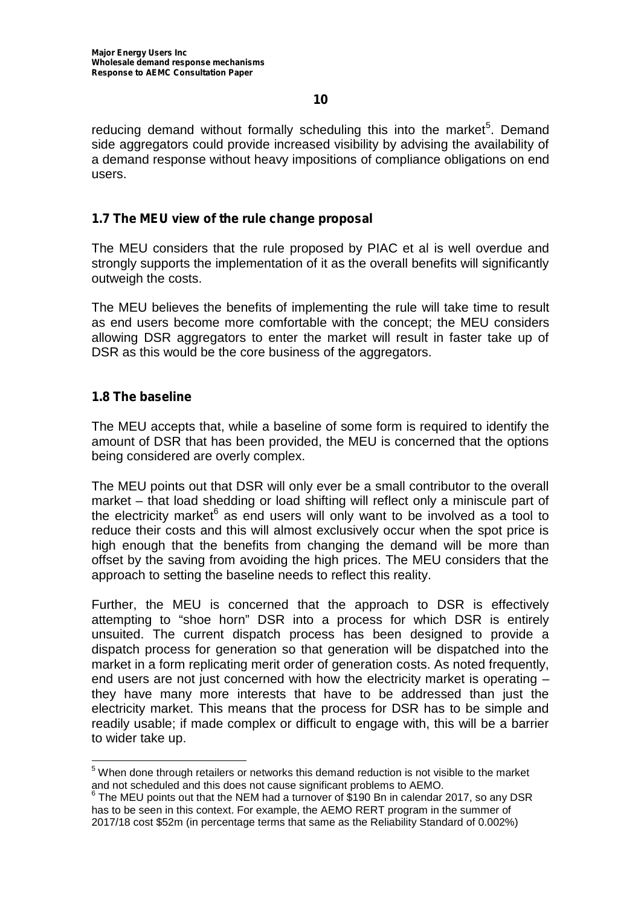reducing demand without formally scheduling this into the market[5]. Demand side aggregators could provide increased visibility by advising the availability of a demand response without heavy impositions of compliance obligations on end users.

### 1.7 The MEU view of the rule change proposal

The MEU considers that the rule proposed by PIAC et al is well overdue and strongly supports the implementation of it as the overall benefits will significantly outweigh the costs.

The MEU believes the benefits of implementing the rule will take time to result as end users become more comfortable with the concept; the MEU considers allowing DSR aggregators to enter the market will result in faster take up of DSR as this would be the core business of the aggregators.

### 1.8 The baseline

The MEU accepts that, while a baseline of some form is required to identify the amount of DSR that has been provided, the MEU is concerned that the options being considered are overly complex.

The MEU points out that DSR will only ever be a small contributor to the overall market – that load shedding or load shifting will reflect only a miniscule part of the electricity market[6] as end users will only want to be involved as a tool to reduce their costs and this will almost exclusively occur when the spot price is high enough that the benefits from changing the demand will be more than offset by the saving from avoiding the high prices. The MEU considers that the approach to setting the baseline needs to reflect this reality.

Further, the MEU is concerned that the approach to DSR is effectively attempting to "shoe horn" DSR into a process for which DSR is entirely unsuited. The current dispatch process has been designed to provide a dispatch process for generation so that generation will be dispatched into the market in a form replicating merit order of generation costs. As noted frequently, end users are not just concerned with how the electricity market is operating – they have many more interests that have to be addressed than just the electricity market. This means that the process for DSR has to be simple and readily usable; if made complex or difficult to engage with, this will be a barrier to wider take up.

---

[5] When done through retailers or networks this demand reduction is not visible to the market and not scheduled and this does not cause significant problems to AEMO.

[6] The MEU points out that the NEM had a turnover of $190 Bn in calendar 2017, so any DSR has to be seen in this context. For example, the AEMO RERT program in the summer of 2017/18 cost $52m (in percentage terms that same as the Reliability Standard of 0.002%)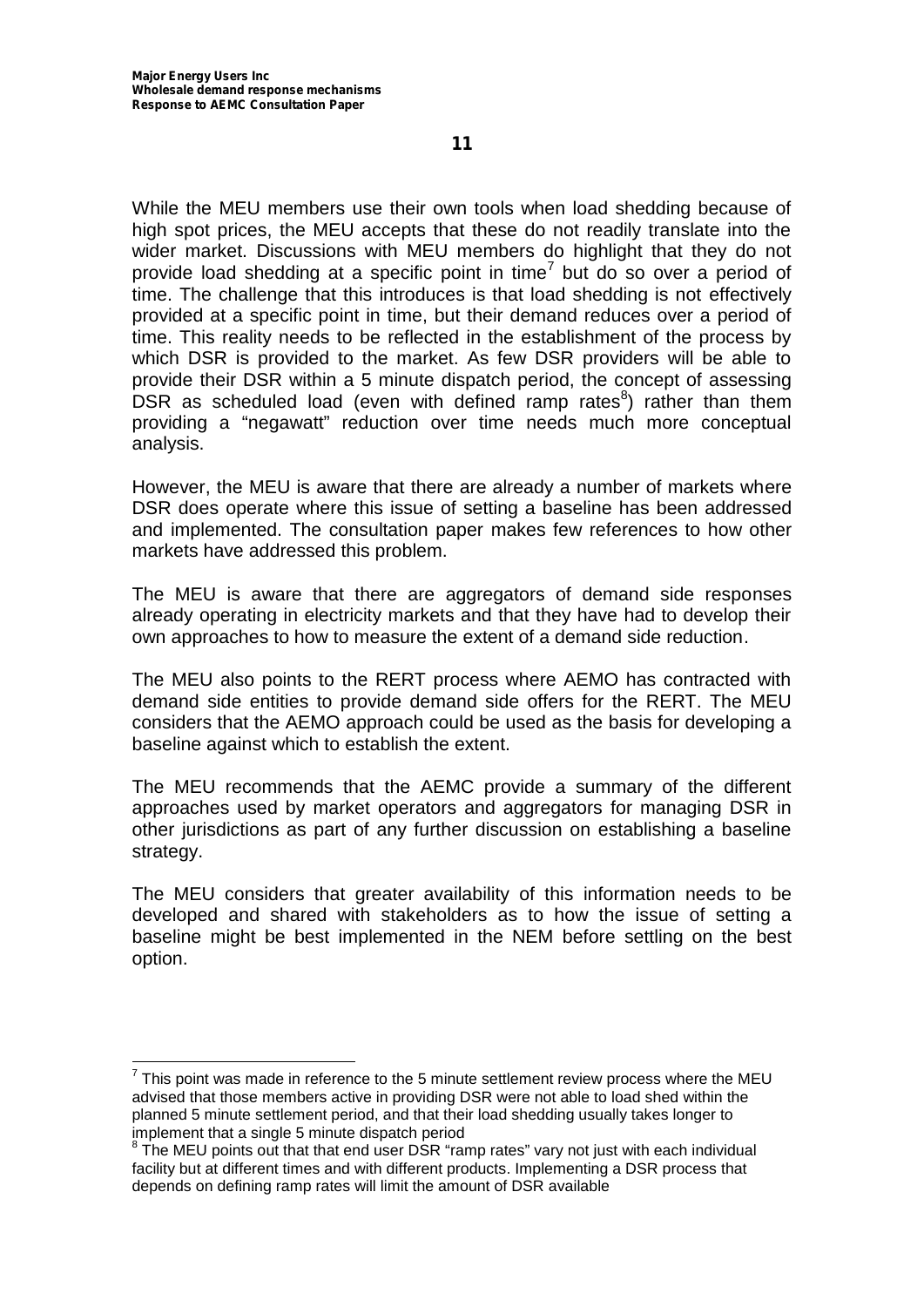While the MEU members use their own tools when load shedding because of high spot prices, the MEU accepts that these do not readily translate into the wider market. Discussions with MEU members do highlight that they do not provide load shedding at a specific point in time[7] but do so over a period of time. The challenge that this introduces is that load shedding is not effectively provided at a specific point in time, but their demand reduces over a period of time. This reality needs to be reflected in the establishment of the process by which DSR is provided to the market. As few DSR providers will be able to provide their DSR within a 5 minute dispatch period, the concept of assessing DSR as scheduled load (even with defined ramp rates[8]) rather than them providing a "negawatt" reduction over time needs much more conceptual analysis.

However, the MEU is aware that there are already a number of markets where DSR does operate where this issue of setting a baseline has been addressed and implemented. The consultation paper makes few references to how other markets have addressed this problem.

The MEU is aware that there are aggregators of demand side responses already operating in electricity markets and that they have had to develop their own approaches to how to measure the extent of a demand side reduction.

The MEU also points to the RERT process where AEMO has contracted with demand side entities to provide demand side offers for the RERT. The MEU considers that the AEMO approach could be used as the basis for developing a baseline against which to establish the extent.

The MEU recommends that the AEMC provide a summary of the different approaches used by market operators and aggregators for managing DSR in other jurisdictions as part of any further discussion on establishing a baseline strategy.

The MEU considers that greater availability of this information needs to be developed and shared with stakeholders as to how the issue of setting a baseline might be best implemented in the NEM before settling on the best option.

---

[7] This point was made in reference to the 5 minute settlement review process where the MEU advised that those members active in providing DSR were not able to load shed within the planned 5 minute settlement period, and that their load shedding usually takes longer to implement that a single 5 minute dispatch period

[8] The MEU points out that that end user DSR "ramp rates" vary not just with each individual facility but at different times and with different products. Implementing a DSR process that depends on defining ramp rates will limit the amount of DSR available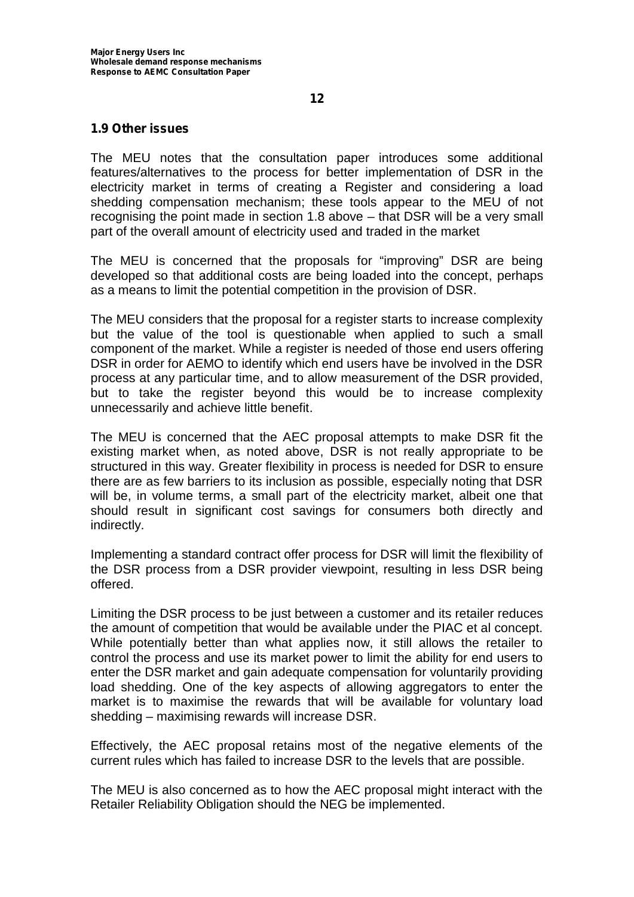## 1.9 Other issues

The MEU notes that the consultation paper introduces some additional features/alternatives to the process for better implementation of DSR in the electricity market in terms of creating a Register and considering a load shedding compensation mechanism; these tools appear to the MEU of not recognising the point made in section 1.8 above – that DSR will be a very small part of the overall amount of electricity used and traded in the market

The MEU is concerned that the proposals for "improving" DSR are being developed so that additional costs are being loaded into the concept, perhaps as a means to limit the potential competition in the provision of DSR.

The MEU considers that the proposal for a register starts to increase complexity but the value of the tool is questionable when applied to such a small component of the market. While a register is needed of those end users offering DSR in order for AEMO to identify which end users have be involved in the DSR process at any particular time, and to allow measurement of the DSR provided, but to take the register beyond this would be to increase complexity unnecessarily and achieve little benefit.

The MEU is concerned that the AEC proposal attempts to make DSR fit the existing market when, as noted above, DSR is not really appropriate to be structured in this way. Greater flexibility in process is needed for DSR to ensure there are as few barriers to its inclusion as possible, especially noting that DSR will be, in volume terms, a small part of the electricity market, albeit one that should result in significant cost savings for consumers both directly and indirectly.

Implementing a standard contract offer process for DSR will limit the flexibility of the DSR process from a DSR provider viewpoint, resulting in less DSR being offered.

Limiting the DSR process to be just between a customer and its retailer reduces the amount of competition that would be available under the PIAC et al concept. While potentially better than what applies now, it still allows the retailer to control the process and use its market power to limit the ability for end users to enter the DSR market and gain adequate compensation for voluntarily providing load shedding. One of the key aspects of allowing aggregators to enter the market is to maximise the rewards that will be available for voluntary load shedding – maximising rewards will increase DSR.

Effectively, the AEC proposal retains most of the negative elements of the current rules which has failed to increase DSR to the levels that are possible.

The MEU is also concerned as to how the AEC proposal might interact with the Retailer Reliability Obligation should the NEG be implemented.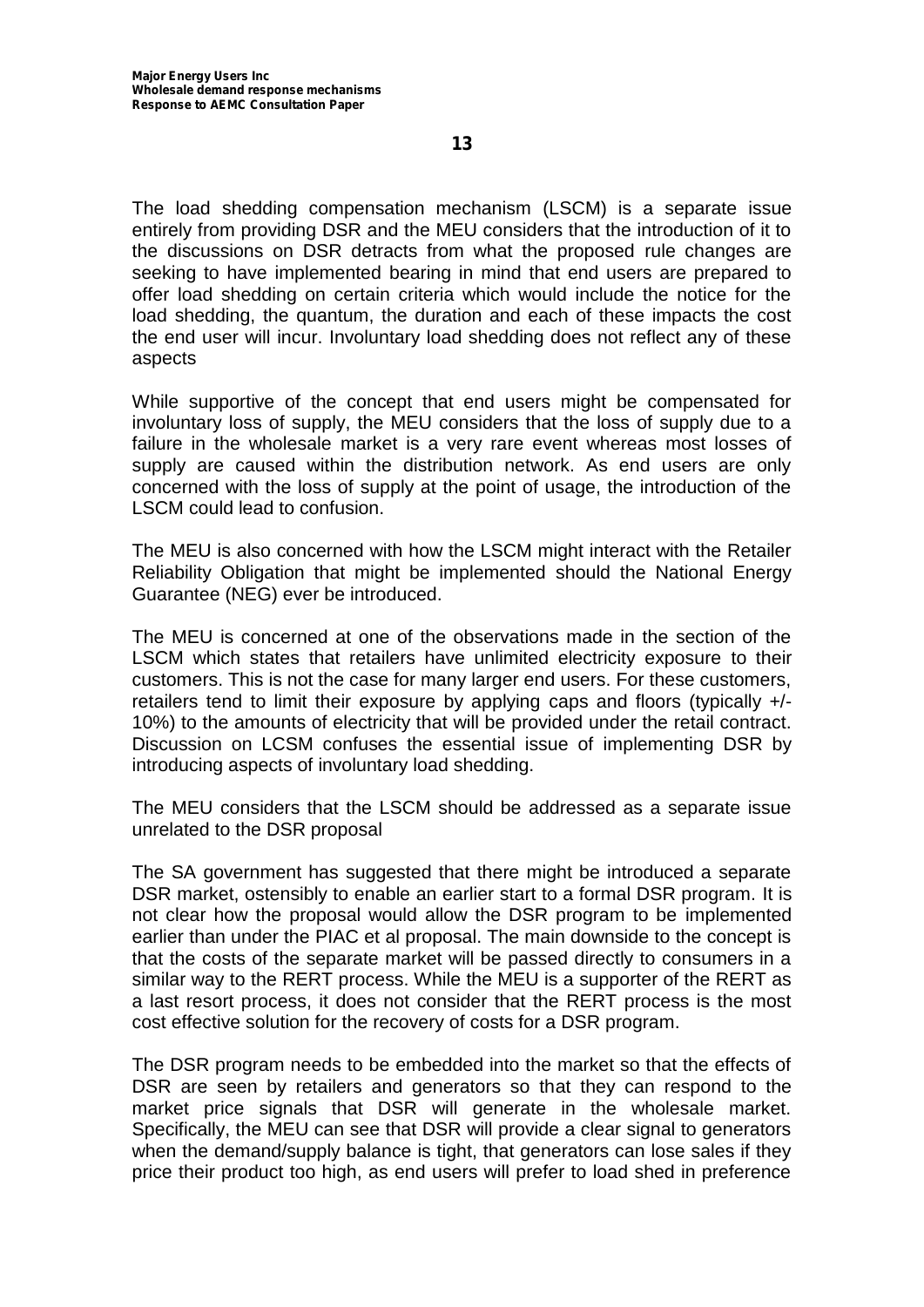The load shedding compensation mechanism (LSCM) is a separate issue entirely from providing DSR and the MEU considers that the introduction of it to the discussions on DSR detracts from what the proposed rule changes are seeking to have implemented bearing in mind that end users are prepared to offer load shedding on certain criteria which would include the notice for the load shedding, the quantum, the duration and each of these impacts the cost the end user will incur. Involuntary load shedding does not reflect any of these aspects

While supportive of the concept that end users might be compensated for involuntary loss of supply, the MEU considers that the loss of supply due to a failure in the wholesale market is a very rare event whereas most losses of supply are caused within the distribution network. As end users are only concerned with the loss of supply at the point of usage, the introduction of the LSCM could lead to confusion.

The MEU is also concerned with how the LSCM might interact with the Retailer Reliability Obligation that might be implemented should the National Energy Guarantee (NEG) ever be introduced.

The MEU is concerned at one of the observations made in the section of the LSCM which states that retailers have unlimited electricity exposure to their customers. This is not the case for many larger end users. For these customers, retailers tend to limit their exposure by applying caps and floors (typically +/- 10%) to the amounts of electricity that will be provided under the retail contract. Discussion on LCSM confuses the essential issue of implementing DSR by introducing aspects of involuntary load shedding.

The MEU considers that the LSCM should be addressed as a separate issue unrelated to the DSR proposal

The SA government has suggested that there might be introduced a separate DSR market, ostensibly to enable an earlier start to a formal DSR program. It is not clear how the proposal would allow the DSR program to be implemented earlier than under the PIAC et al proposal. The main downside to the concept is that the costs of the separate market will be passed directly to consumers in a similar way to the RERT process. While the MEU is a supporter of the RERT as a last resort process, it does not consider that the RERT process is the most cost effective solution for the recovery of costs for a DSR program.

The DSR program needs to be embedded into the market so that the effects of DSR are seen by retailers and generators so that they can respond to the market price signals that DSR will generate in the wholesale market. Specifically, the MEU can see that DSR will provide a clear signal to generators when the demand/supply balance is tight, that generators can lose sales if they price their product too high, as end users will prefer to load shed in preference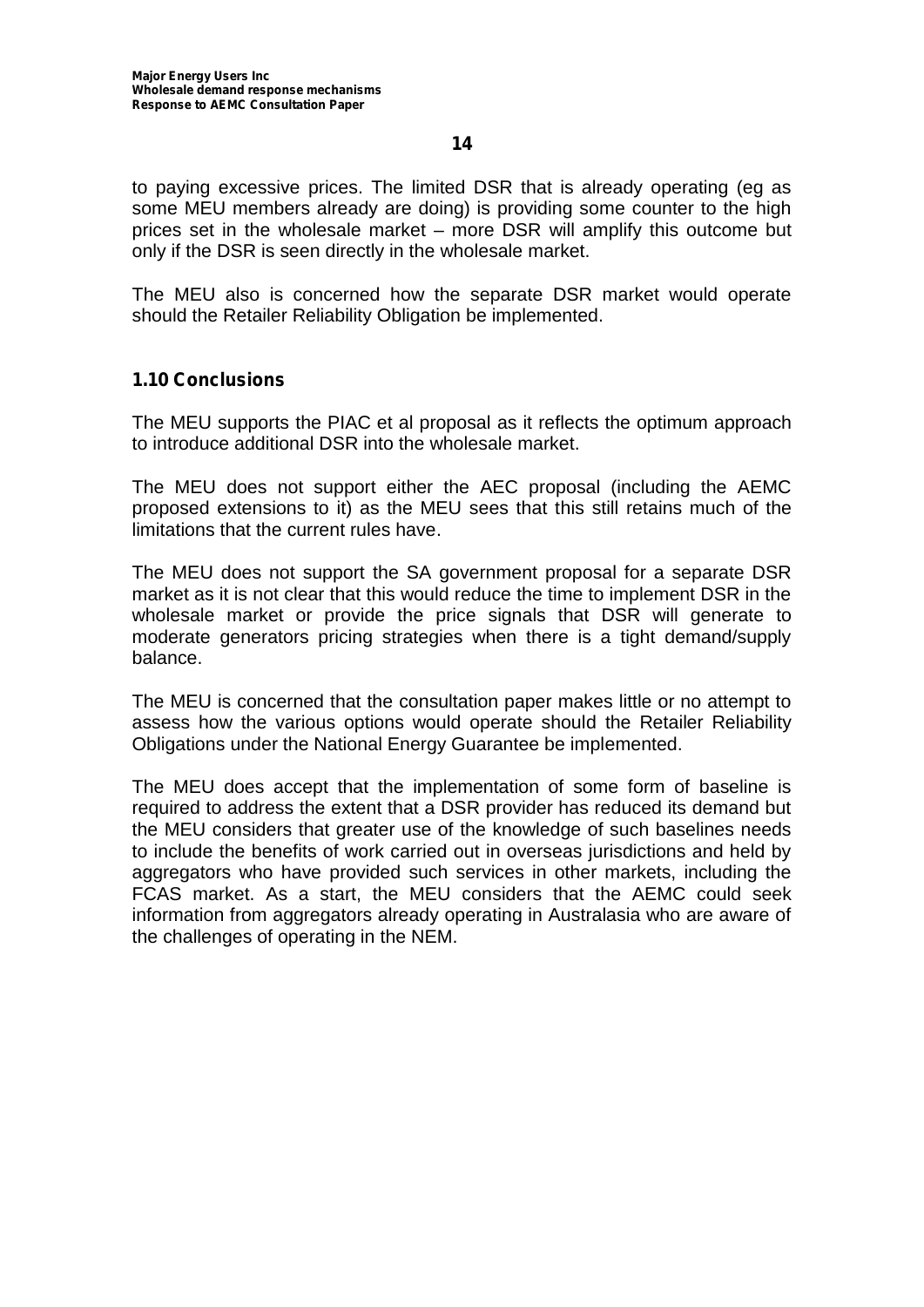to paying excessive prices. The limited DSR that is already operating (eg as some MEU members already are doing) is providing some counter to the high prices set in the wholesale market – more DSR will amplify this outcome but only if the DSR is seen directly in the wholesale market.

The MEU also is concerned how the separate DSR market would operate should the Retailer Reliability Obligation be implemented.

### 1.10 Conclusions

The MEU supports the PIAC et al proposal as it reflects the optimum approach to introduce additional DSR into the wholesale market.

The MEU does not support either the AEC proposal (including the AEMC proposed extensions to it) as the MEU sees that this still retains much of the limitations that the current rules have.

The MEU does not support the SA government proposal for a separate DSR market as it is not clear that this would reduce the time to implement DSR in the wholesale market or provide the price signals that DSR will generate to moderate generators pricing strategies when there is a tight demand/supply balance.

The MEU is concerned that the consultation paper makes little or no attempt to assess how the various options would operate should the Retailer Reliability Obligations under the National Energy Guarantee be implemented.

The MEU does accept that the implementation of some form of baseline is required to address the extent that a DSR provider has reduced its demand but the MEU considers that greater use of the knowledge of such baselines needs to include the benefits of work carried out in overseas jurisdictions and held by aggregators who have provided such services in other markets, including the FCAS market. As a start, the MEU considers that the AEMC could seek information from aggregators already operating in Australasia who are aware of the challenges of operating in the NEM.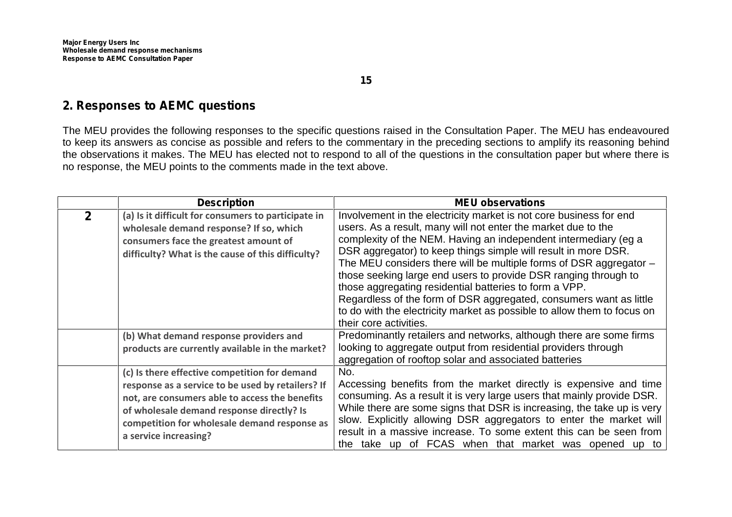## 2. Responses to AEMC questions

The MEU provides the following responses to the specific questions raised in the Consultation Paper. The MEU has endeavoured to keep its answers as concise as possible and refers to the commentary in the preceding sections to amplify its reasoning behind the observations it makes. The MEU has elected not to respond to all of the questions in the consultation paper but where there is no response, the MEU points to the comments made in the text above.

| | Description | MEU observations |
|---|---|---|
| **2** | **(a) Is it difficult for consumers to participate in wholesale demand response? If so, which consumers face the greatest amount of difficulty? What is the cause of this difficulty?** | Involvement in the electricity market is not core business for end users. As a result, many will not enter the market due to the complexity of the NEM. Having an independent intermediary (eg a DSR aggregator) to keep things simple will result in more DSR.<br>The MEU considers there will be multiple forms of DSR aggregator – those seeking large end users to provide DSR ranging through to those aggregating residential batteries to form a VPP.<br>Regardless of the form of DSR aggregated, consumers want as little to do with the electricity market as possible to allow them to focus on their core activities. |
| | **(b) What demand response providers and products are currently available in the market?** | Predominantly retailers and networks, although there are some firms looking to aggregate output from residential providers through aggregation of rooftop solar and associated batteries |
| | **(c) Is there effective competition for demand response as a service to be used by retailers? If not, are consumers able to access the benefits of wholesale demand response directly? Is competition for wholesale demand response as a service increasing?** | No.<br>Accessing benefits from the market directly is expensive and time consuming. As a result it is very large users that mainly provide DSR. While there are some signs that DSR is increasing, the take up is very slow. Explicitly allowing DSR aggregators to enter the market will result in a massive increase. To some extent this can be seen from the take up of FCAS when that market was opened up to |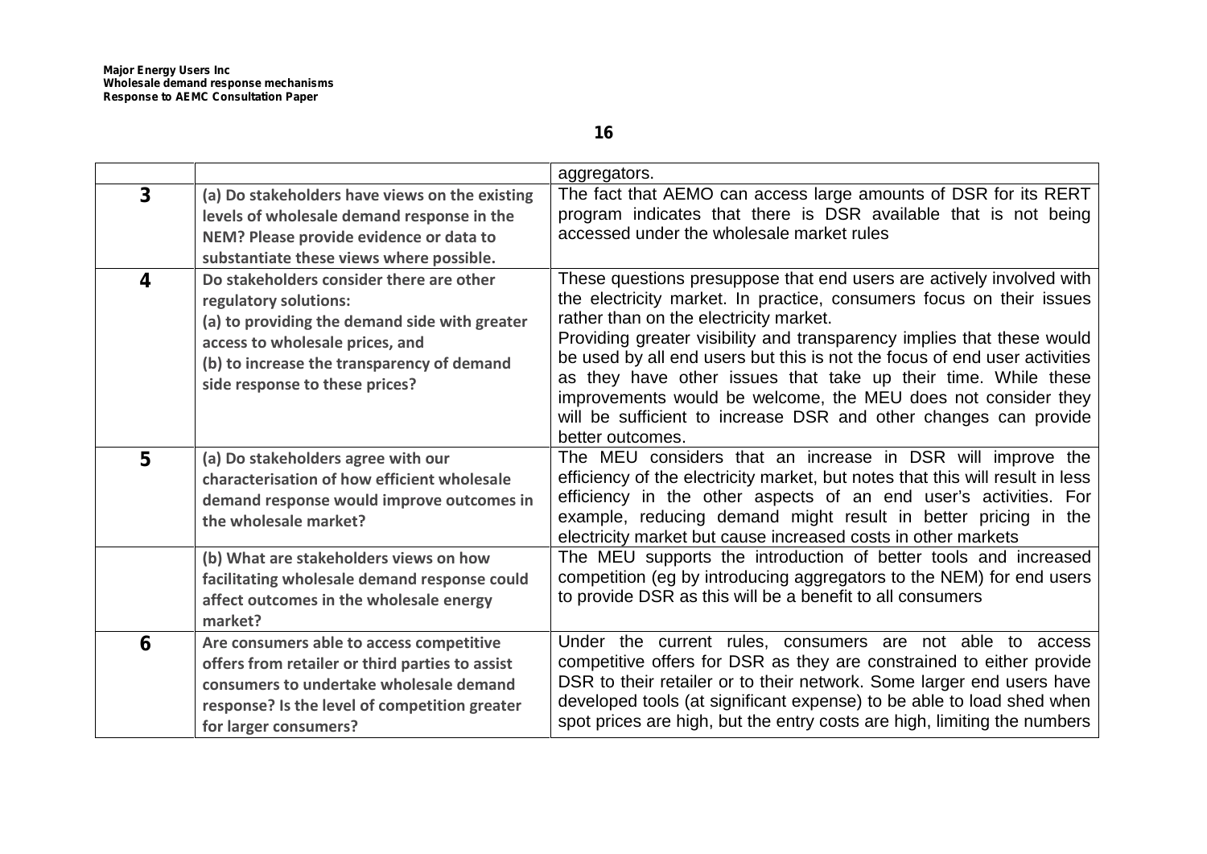| | | |
|---|---|---|
| | | aggregators. |
| **3** | **(a) Do stakeholders have views on the existing levels of wholesale demand response in the NEM? Please provide evidence or data to substantiate these views where possible.** | The fact that AEMO can access large amounts of DSR for its RERT program indicates that there is DSR available that is not being accessed under the wholesale market rules |
| **4** | **Do stakeholders consider there are other regulatory solutions:**<br>**(a) to providing the demand side with greater access to wholesale prices, and**<br>**(b) to increase the transparency of demand side response to these prices?** | These questions presuppose that end users are actively involved with the electricity market. In practice, consumers focus on their issues rather than on the electricity market.<br>Providing greater visibility and transparency implies that these would be used by all end users but this is not the focus of end user activities as they have other issues that take up their time. While these improvements would be welcome, the MEU does not consider they will be sufficient to increase DSR and other changes can provide better outcomes. |
| **5** | **(a) Do stakeholders agree with our characterisation of how efficient wholesale demand response would improve outcomes in the wholesale market?** | The MEU considers that an increase in DSR will improve the efficiency of the electricity market, but notes that this will result in less efficiency in the other aspects of an end user's activities. For example, reducing demand might result in better pricing in the electricity market but cause increased costs in other markets |
| | **(b) What are stakeholders views on how facilitating wholesale demand response could affect outcomes in the wholesale energy market?** | The MEU supports the introduction of better tools and increased competition (eg by introducing aggregators to the NEM) for end users to provide DSR as this will be a benefit to all consumers |
| **6** | **Are consumers able to access competitive offers from retailer or third parties to assist consumers to undertake wholesale demand response? Is the level of competition greater for larger consumers?** | Under the current rules, consumers are not able to access competitive offers for DSR as they are constrained to either provide DSR to their retailer or to their network. Some larger end users have developed tools (at significant expense) to be able to load shed when spot prices are high, but the entry costs are high, limiting the numbers |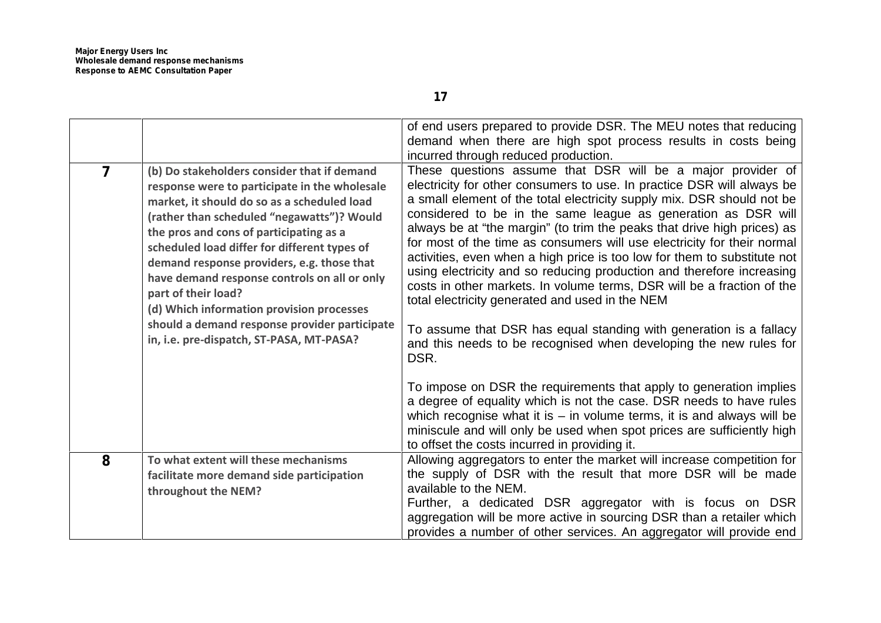| | | |
|---|---|---|
| | | of end users prepared to provide DSR. The MEU notes that reducing demand when there are high spot process results in costs being incurred through reduced production. |
| **7** | **(b) Do stakeholders consider that if demand response were to participate in the wholesale market, it should do so as a scheduled load (rather than scheduled "negawatts")? Would the pros and cons of participating as a scheduled load differ for different types of demand response providers, e.g. those that have demand response controls on all or only part of their load?** <br> **(d) Which information provision processes should a demand response provider participate in, i.e. pre-dispatch, ST-PASA, MT-PASA?** | These questions assume that DSR will be a major provider of electricity for other consumers to use. In practice DSR will always be a small element of the total electricity supply mix. DSR should not be considered to be in the same league as generation as DSR will always be at "the margin" (to trim the peaks that drive high prices) as for most of the time as consumers will use electricity for their normal activities, even when a high price is too low for them to substitute not using electricity and so reducing production and therefore increasing costs in other markets. In volume terms, DSR will be a fraction of the total electricity generated and used in the NEM <br><br> To assume that DSR has equal standing with generation is a fallacy and this needs to be recognised when developing the new rules for DSR. <br><br> To impose on DSR the requirements that apply to generation implies a degree of equality which is not the case. DSR needs to have rules which recognise what it is – in volume terms, it is and always will be miniscule and will only be used when spot prices are sufficiently high to offset the costs incurred in providing it. |
| **8** | **To what extent will these mechanisms facilitate more demand side participation throughout the NEM?** | Allowing aggregators to enter the market will increase competition for the supply of DSR with the result that more DSR will be made available to the NEM. <br> Further, a dedicated DSR aggregator with is focus on DSR aggregation will be more active in sourcing DSR than a retailer which provides a number of other services. An aggregator will provide end |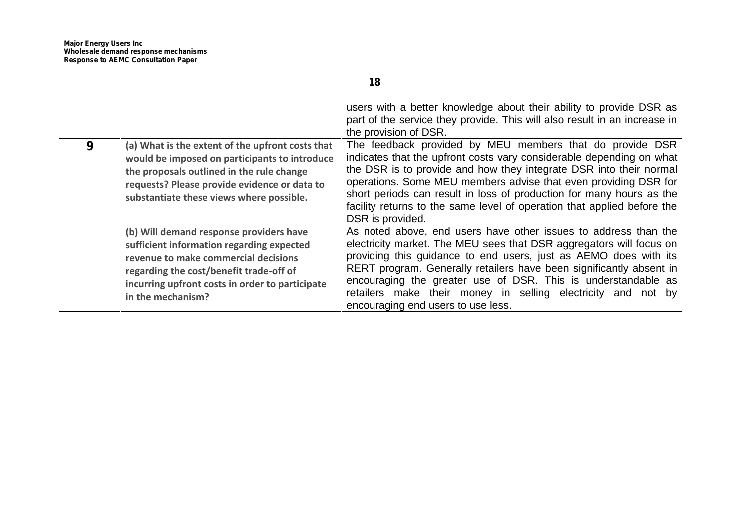| | | |
|---|---|---|
| | | users with a better knowledge about their ability to provide DSR as part of the service they provide. This will also result in an increase in the provision of DSR. |
| **9** | **(a) What is the extent of the upfront costs that would be imposed on participants to introduce the proposals outlined in the rule change requests? Please provide evidence or data to substantiate these views where possible.** | The feedback provided by MEU members that do provide DSR indicates that the upfront costs vary considerable depending on what the DSR is to provide and how they integrate DSR into their normal operations. Some MEU members advise that even providing DSR for short periods can result in loss of production for many hours as the facility returns to the same level of operation that applied before the DSR is provided. |
| | **(b) Will demand response providers have sufficient information regarding expected revenue to make commercial decisions regarding the cost/benefit trade-off of incurring upfront costs in order to participate in the mechanism?** | As noted above, end users have other issues to address than the electricity market. The MEU sees that DSR aggregators will focus on providing this guidance to end users, just as AEMO does with its RERT program. Generally retailers have been significantly absent in encouraging the greater use of DSR. This is understandable as retailers make their money in selling electricity and not by encouraging end users to use less. |